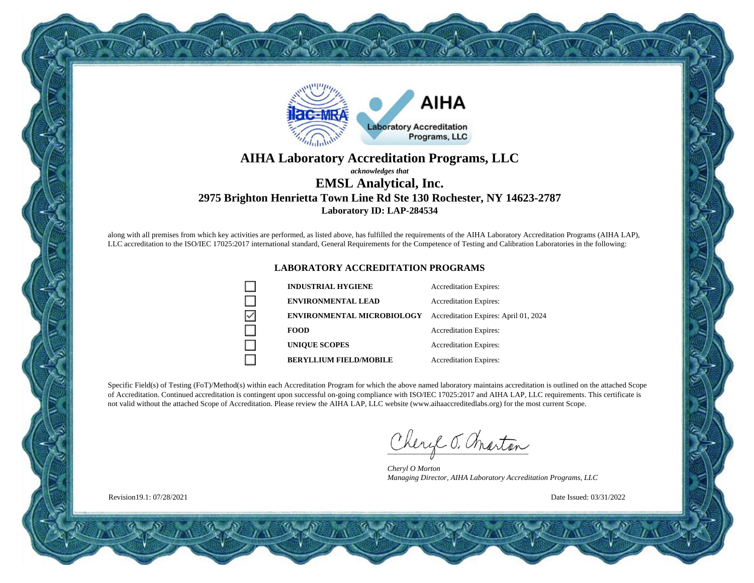# AIHA Laboratory Accreditation Programs, LLC

***acknowledges that***

## EMSL Analytical, Inc.

### 2975 Brighton Henrietta Town Line Rd Ste 130 Rochester, NY 14623-2787

**Laboratory ID: LAP-284534**

along with all premises from which key activities are performed, as listed above, has fulfilled the requirements of the AIHA Laboratory Accreditation Programs (AIHA LAP), LLC accreditation to the ISO/IEC 17025:2017 international standard, General Requirements for the Competence of Testing and Calibration Laboratories in the following:

### LABORATORY ACCREDITATION PROGRAMS

| | Program | Accreditation Expires |
|---|---|---|
| ☐ | **INDUSTRIAL HYGIENE** | Accreditation Expires: |
| ☐ | **ENVIRONMENTAL LEAD** | Accreditation Expires: |
| ☑ | **ENVIRONMENTAL MICROBIOLOGY** | Accreditation Expires: April 01, 2024 |
| ☐ | **FOOD** | Accreditation Expires: |
| ☐ | **UNIQUE SCOPES** | Accreditation Expires: |
| ☐ | **BERYLLIUM FIELD/MOBILE** | Accreditation Expires: |

Specific Field(s) of Testing (FoT)/Method(s) within each Accreditation Program for which the above named laboratory maintains accreditation is outlined on the attached Scope of Accreditation. Continued accreditation is contingent upon successful on-going compliance with ISO/IEC 17025:2017 and AIHA LAP, LLC requirements. This certificate is not valid without the attached Scope of Accreditation. Please review the AIHA LAP, LLC website (www.aihaaccreditedlabs.org) for the most current Scope.

*Cheryl O Morton*
*Managing Director, AIHA Laboratory Accreditation Programs, LLC*

Revision19.1: 07/28/2021

Date Issued: 03/31/2022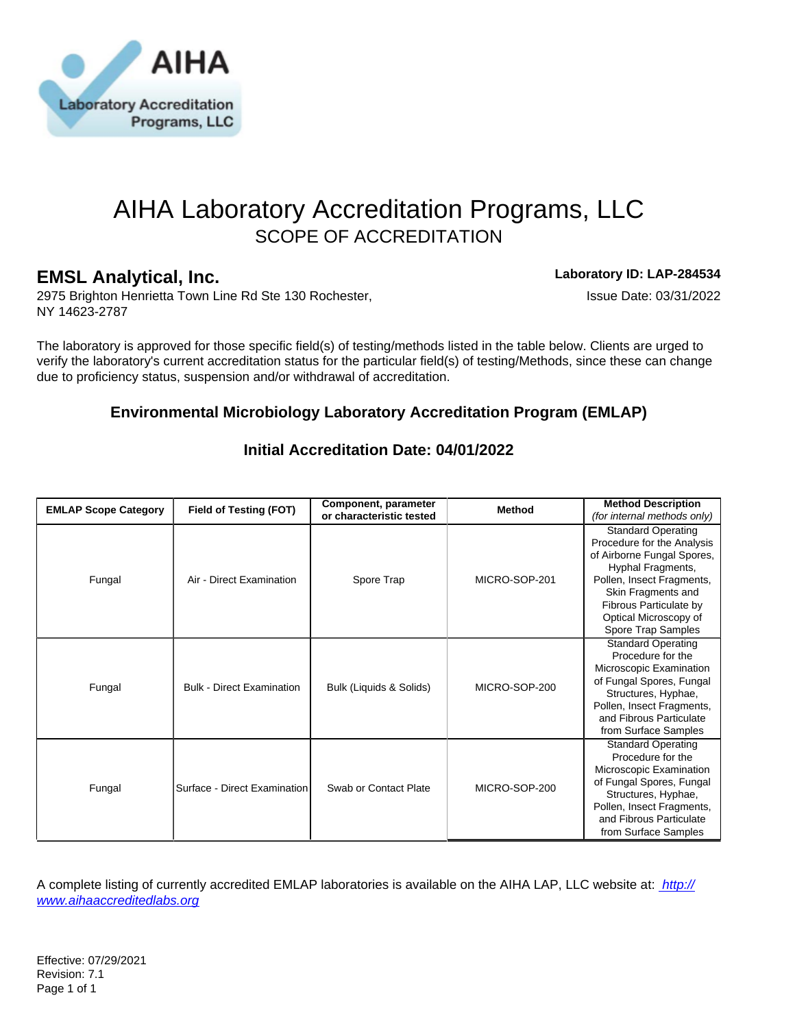# AIHA Laboratory Accreditation Programs, LLC

## SCOPE OF ACCREDITATION

**EMSL Analytical, Inc.**

2975 Brighton Henrietta Town Line Rd Ste 130 Rochester, NY 14623-2787

**Laboratory ID: LAP-284534**

Issue Date: 03/31/2022

The laboratory is approved for those specific field(s) of testing/methods listed in the table below. Clients are urged to verify the laboratory's current accreditation status for the particular field(s) of testing/Methods, since these can change due to proficiency status, suspension and/or withdrawal of accreditation.

### Environmental Microbiology Laboratory Accreditation Program (EMLAP)

### Initial Accreditation Date: 04/01/2022

| EMLAP Scope Category | Field of Testing (FOT) | Component, parameter or characteristic tested | Method | Method Description *(for internal methods only)* |
|---|---|---|---|---|
| Fungal | Air - Direct Examination | Spore Trap | MICRO-SOP-201 | Standard Operating Procedure for the Analysis of Airborne Fungal Spores, Hyphal Fragments, Pollen, Insect Fragments, Skin Fragments and Fibrous Particulate by Optical Microscopy of Spore Trap Samples |
| Fungal | Bulk - Direct Examination | Bulk (Liquids & Solids) | MICRO-SOP-200 | Standard Operating Procedure for the Microscopic Examination of Fungal Spores, Fungal Structures, Hyphae, Pollen, Insect Fragments, and Fibrous Particulate from Surface Samples |
| Fungal | Surface - Direct Examination | Swab or Contact Plate | MICRO-SOP-200 | Standard Operating Procedure for the Microscopic Examination of Fungal Spores, Fungal Structures, Hyphae, Pollen, Insect Fragments, and Fibrous Particulate from Surface Samples |

A complete listing of currently accredited EMLAP laboratories is available on the AIHA LAP, LLC website at: http://www.aihaaccreditedlabs.org

Effective: 07/29/2021
Revision: 7.1